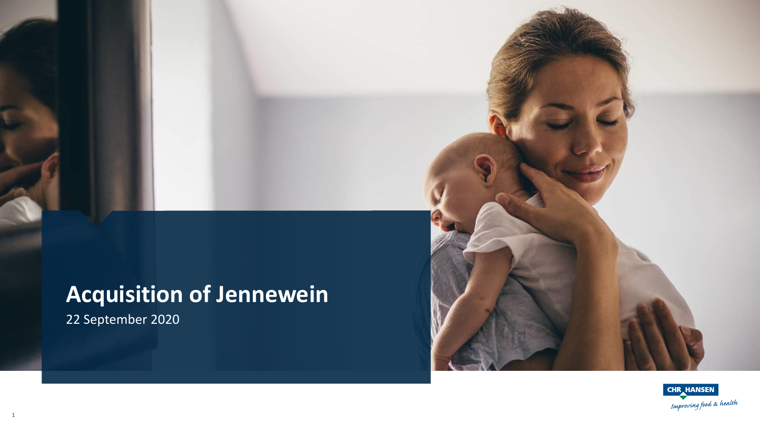# Acquisition of Jennewein

22 September 2020

CHR HANSEN

*Improving food & health*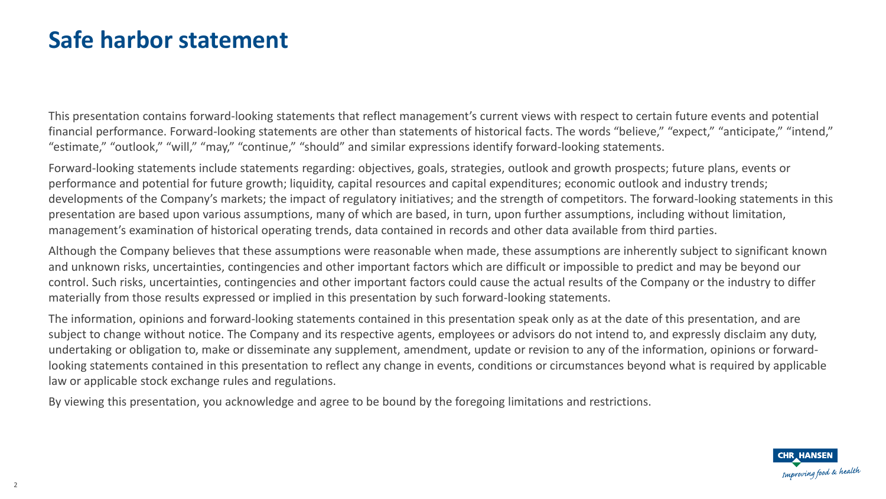# Safe harbor statement

This presentation contains forward-looking statements that reflect management's current views with respect to certain future events and potential financial performance. Forward-looking statements are other than statements of historical facts. The words "believe," "expect," "anticipate," "intend," "estimate," "outlook," "will," "may," "continue," "should" and similar expressions identify forward-looking statements.

Forward-looking statements include statements regarding: objectives, goals, strategies, outlook and growth prospects; future plans, events or performance and potential for future growth; liquidity, capital resources and capital expenditures; economic outlook and industry trends; developments of the Company's markets; the impact of regulatory initiatives; and the strength of competitors. The forward-looking statements in this presentation are based upon various assumptions, many of which are based, in turn, upon further assumptions, including without limitation, management's examination of historical operating trends, data contained in records and other data available from third parties.

Although the Company believes that these assumptions were reasonable when made, these assumptions are inherently subject to significant known and unknown risks, uncertainties, contingencies and other important factors which are difficult or impossible to predict and may be beyond our control. Such risks, uncertainties, contingencies and other important factors could cause the actual results of the Company or the industry to differ materially from those results expressed or implied in this presentation by such forward-looking statements.

The information, opinions and forward-looking statements contained in this presentation speak only as at the date of this presentation, and are subject to change without notice. The Company and its respective agents, employees or advisors do not intend to, and expressly disclaim any duty, undertaking or obligation to, make or disseminate any supplement, amendment, update or revision to any of the information, opinions or forward-looking statements contained in this presentation to reflect any change in events, conditions or circumstances beyond what is required by applicable law or applicable stock exchange rules and regulations.

By viewing this presentation, you acknowledge and agree to be bound by the foregoing limitations and restrictions.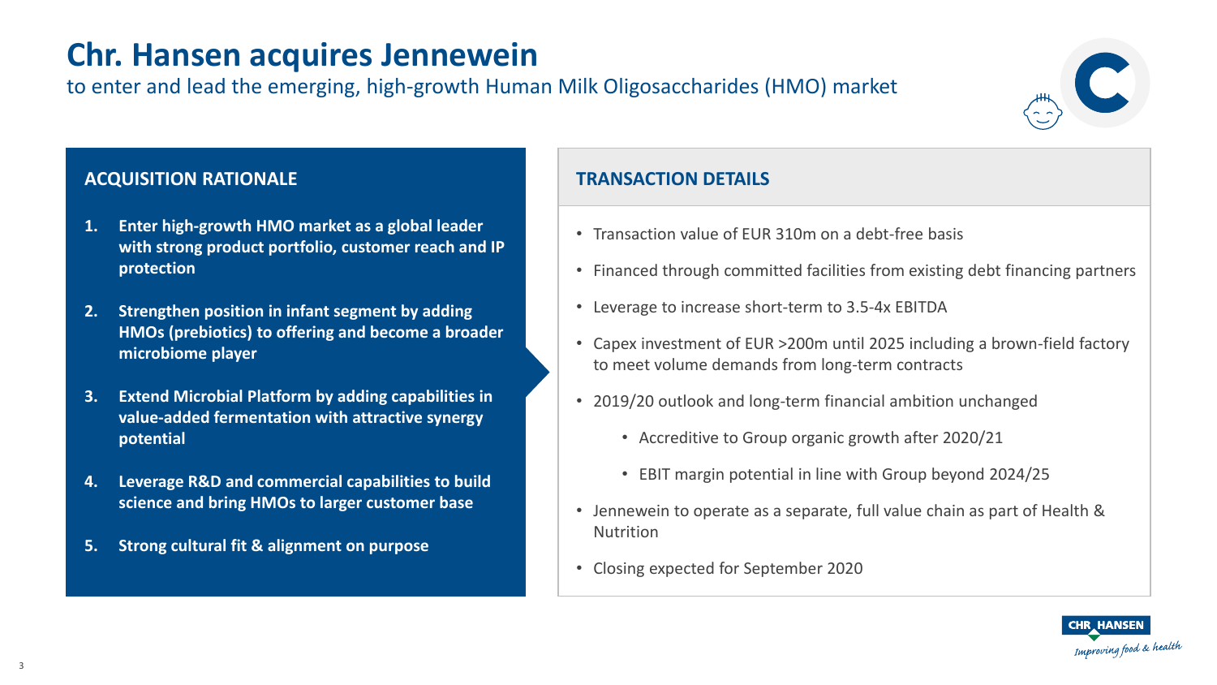# Chr. Hansen acquires Jennewein

to enter and lead the emerging, high-growth Human Milk Oligosaccharides (HMO) market

## ACQUISITION RATIONALE

1. **Enter high-growth HMO market as a global leader with strong product portfolio, customer reach and IP protection**
2. **Strengthen position in infant segment by adding HMOs (prebiotics) to offering and become a broader microbiome player**
3. **Extend Microbial Platform by adding capabilities in value-added fermentation with attractive synergy potential**
4. **Leverage R&D and commercial capabilities to build science and bring HMOs to larger customer base**
5. **Strong cultural fit & alignment on purpose**

## TRANSACTION DETAILS

- Transaction value of EUR 310m on a debt-free basis
- Financed through committed facilities from existing debt financing partners
- Leverage to increase short-term to 3.5-4x EBITDA
- Capex investment of EUR >200m until 2025 including a brown-field factory to meet volume demands from long-term contracts
- 2019/20 outlook and long-term financial ambition unchanged
  - Accreditive to Group organic growth after 2020/21
  - EBIT margin potential in line with Group beyond 2024/25
- Jennewein to operate as a separate, full value chain as part of Health & Nutrition
- Closing expected for September 2020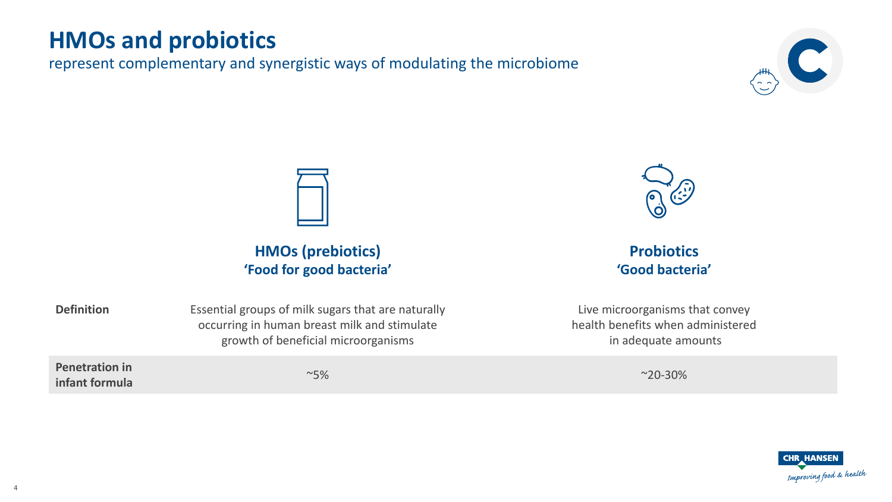# HMOs and probiotics

represent complementary and synergistic ways of modulating the microbiome

| | HMOs (prebiotics)<br>'Food for good bacteria' | Probiotics<br>'Good bacteria' |
|---|---|---|
| **Definition** | Essential groups of milk sugars that are naturally occurring in human breast milk and stimulate growth of beneficial microorganisms | Live microorganisms that convey health benefits when administered in adequate amounts |
| **Penetration in infant formula** | ~5% | ~20-30% |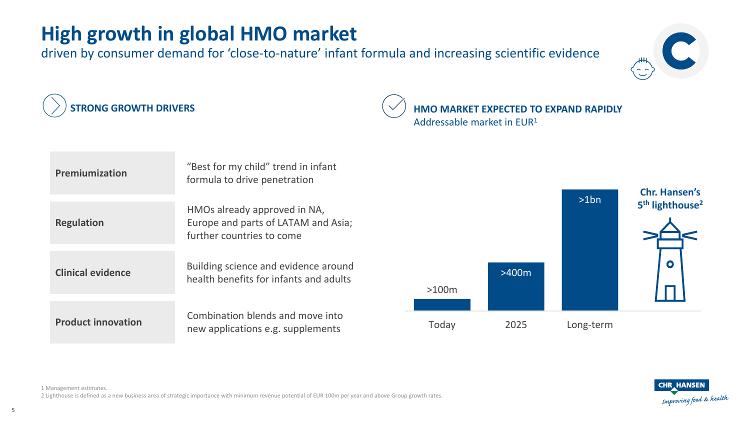# High growth in global HMO market

driven by consumer demand for 'close-to-nature' infant formula and increasing scientific evidence

## STRONG GROWTH DRIVERS

| | |
|---|---|
| **Premiumization** | "Best for my child" trend in infant formula to drive penetration |
| **Regulation** | HMOs already approved in NA, Europe and parts of LATAM and Asia; further countries to come |
| **Clinical evidence** | Building science and evidence around health benefits for infants and adults |
| **Product innovation** | Combination blends and move into new applications e.g. supplements |

## HMO MARKET EXPECTED TO EXPAND RAPIDLY

Addressable market in EUR[1]

| Today | 2025 | Long-term |
|---|---|---|
| >100m | >400m | >1bn |

**Chr. Hansen's 5th lighthouse[2]**

1 Management estimates.

2 Lighthouse is defined as a new business area of strategic importance with minimum revenue potential of EUR 100m per year and above Group growth rates.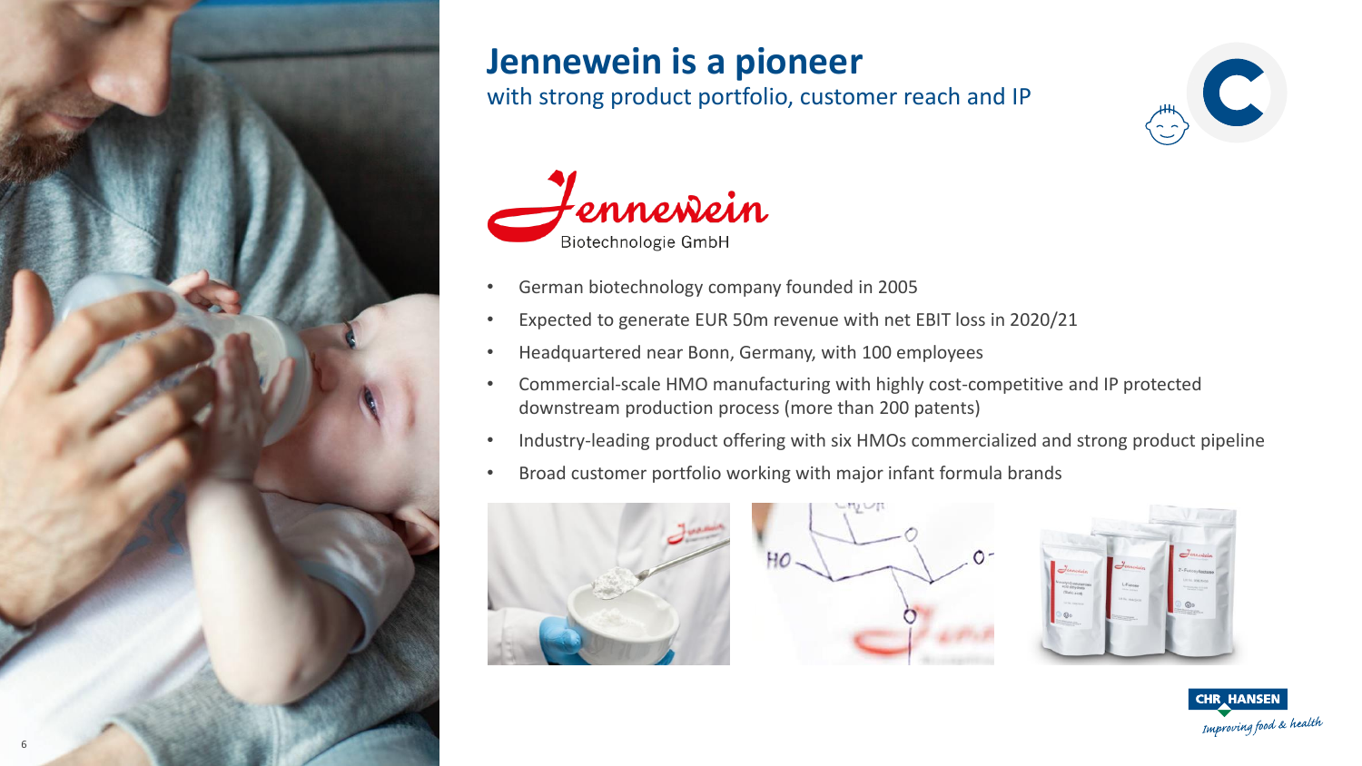# Jennewein is a pioneer

with strong product portfolio, customer reach and IP

Jennewein Biotechnologie GmbH

- German biotechnology company founded in 2005
- Expected to generate EUR 50m revenue with net EBIT loss in 2020/21
- Headquartered near Bonn, Germany, with 100 employees
- Commercial-scale HMO manufacturing with highly cost-competitive and IP protected downstream production process (more than 200 patents)
- Industry-leading product offering with six HMOs commercialized and strong product pipeline
- Broad customer portfolio working with major infant formula brands

CHR. HANSEN
*Improving food & health*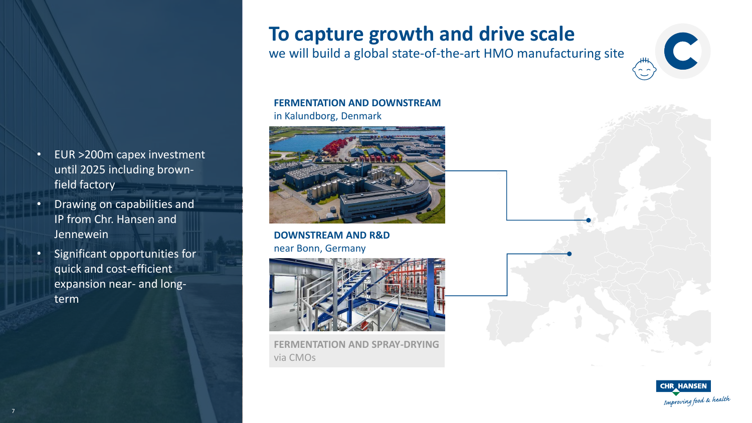# To capture growth and drive scale

we will build a global state-of-the-art HMO manufacturing site

- EUR >200m capex investment until 2025 including brown-field factory
- Drawing on capabilities and IP from Chr. Hansen and Jennewein
- Significant opportunities for quick and cost-efficient expansion near- and long-term

**FERMENTATION AND DOWNSTREAM**
in Kalundborg, Denmark

**DOWNSTREAM AND R&D**
near Bonn, Germany

**FERMENTATION AND SPRAY-DRYING**
via CMOs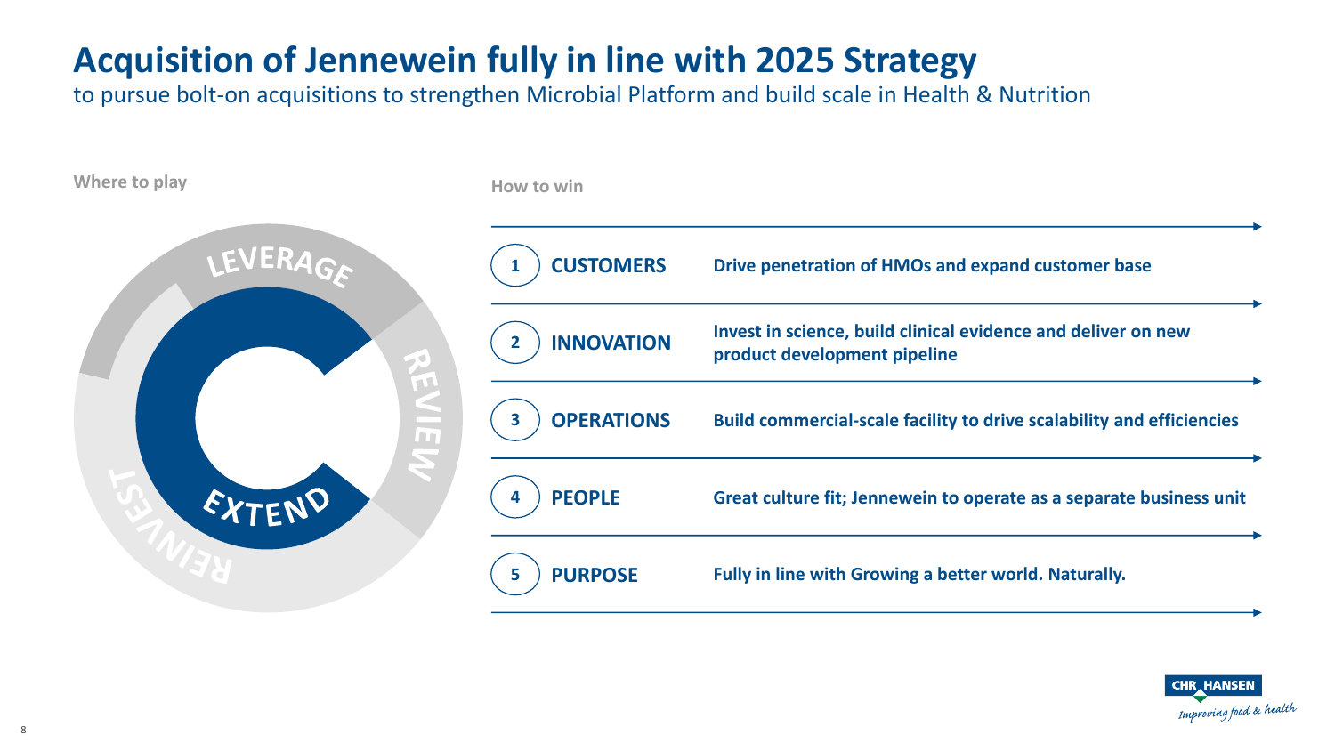# Acquisition of Jennewein fully in line with 2025 Strategy

to pursue bolt-on acquisitions to strengthen Microbial Platform and build scale in Health & Nutrition

**Where to play**

- LEVERAGE
- REVIEW
- REINVEST
- EXTEND

**How to win**

| # | Area | Description |
|---|---|---|
| 1 | **CUSTOMERS** | **Drive penetration of HMOs and expand customer base** |
| 2 | **INNOVATION** | **Invest in science, build clinical evidence and deliver on new product development pipeline** |
| 3 | **OPERATIONS** | **Build commercial-scale facility to drive scalability and efficiencies** |
| 4 | **PEOPLE** | **Great culture fit; Jennewein to operate as a separate business unit** |
| 5 | **PURPOSE** | **Fully in line with Growing a better world. Naturally.** |

CHR HANSEN
*Improving food & health*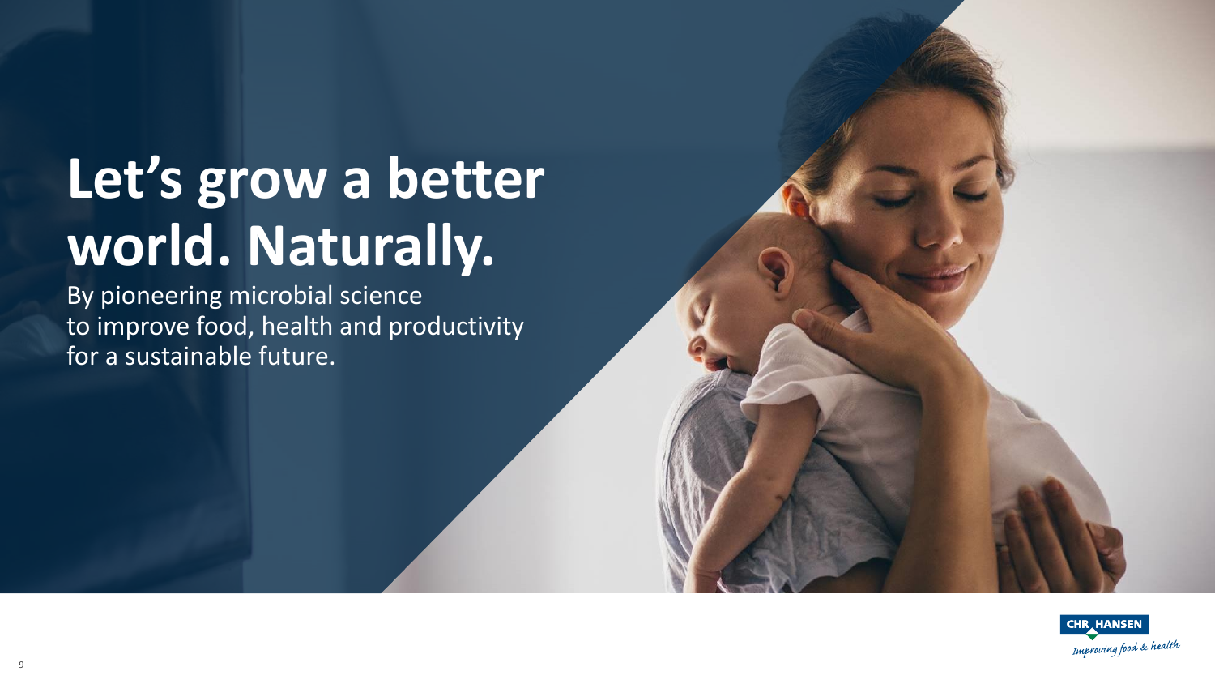# Let's grow a better world. Naturally.

By pioneering microbial science to improve food, health and productivity for a sustainable future.

CHR HANSEN

*Improving food & health*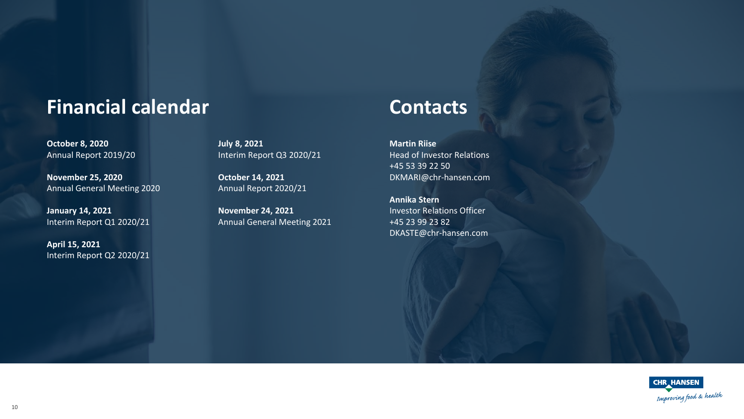## Financial calendar

**October 8, 2020**
Annual Report 2019/20

**November 25, 2020**
Annual General Meeting 2020

**January 14, 2021**
Interim Report Q1 2020/21

**April 15, 2021**
Interim Report Q2 2020/21

**July 8, 2021**
Interim Report Q3 2020/21

**October 14, 2021**
Annual Report 2020/21

**November 24, 2021**
Annual General Meeting 2021

## Contacts

**Martin Riise**
Head of Investor Relations
+45 53 39 22 50
DKMARI@chr-hansen.com

**Annika Stern**
Investor Relations Officer
+45 23 99 23 82
DKASTE@chr-hansen.com

CHR HANSEN
Improving food & health